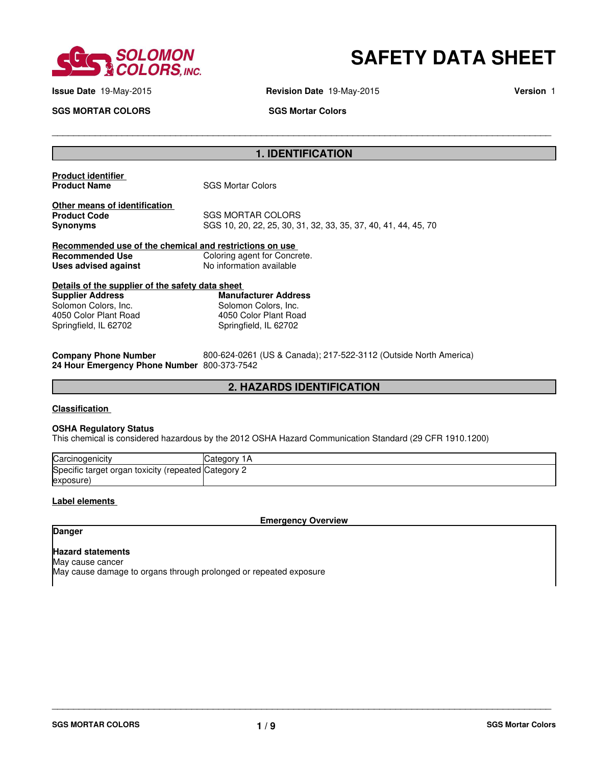# SAFETY DATA SHEET

**Issue Date** 19-May-2015 **Revision Date** 19-May-2015 **Version** 1

**SGS MORTAR COLORS** **SGS Mortar Colors**

## 1. IDENTIFICATION

**Product identifier**

**Product Name** SGS Mortar Colors

**Other means of identification**

**Product Code** SGS MORTAR COLORS

**Synonyms** SGS 10, 20, 22, 25, 30, 31, 32, 33, 35, 37, 40, 41, 44, 45, 70

**Recommended use of the chemical and restrictions on use**

**Recommended Use** Coloring agent for Concrete.

**Uses advised against** No information available

**Details of the supplier of the safety data sheet**

**Supplier Address**
Solomon Colors, Inc.
4050 Color Plant Road
Springfield, IL 62702

**Manufacturer Address**
Solomon Colors, Inc.
4050 Color Plant Road
Springfield, IL 62702

**Company Phone Number** 800-624-0261 (US & Canada); 217-522-3112 (Outside North America)

**24 Hour Emergency Phone Number** 800-373-7542

## 2. HAZARDS IDENTIFICATION

**Classification**

**OSHA Regulatory Status**

This chemical is considered hazardous by the 2012 OSHA Hazard Communication Standard (29 CFR 1910.1200)

| | |
|---|---|
| Carcinogenicity | Category 1A |
| Specific target organ toxicity (repeated exposure) | Category 2 |

**Label elements**

**Emergency Overview**

**Danger**

**Hazard statements**

May cause cancer

May cause damage to organs through prolonged or repeated exposure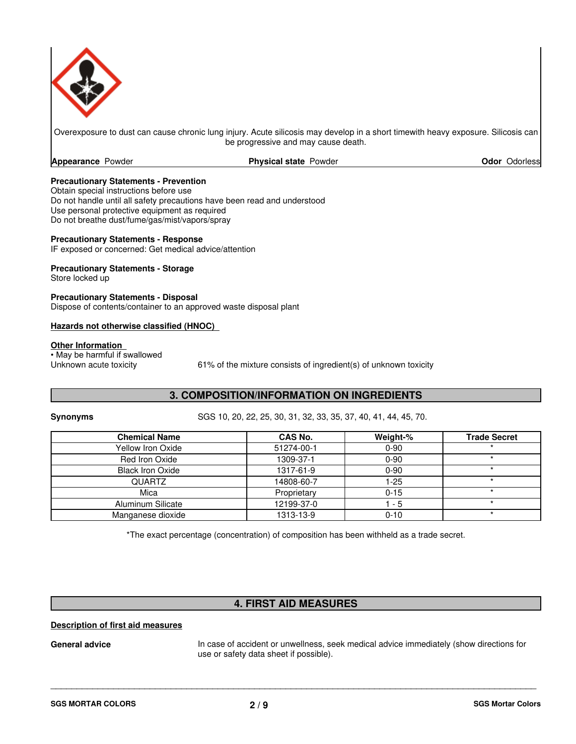Overexposure to dust can cause chronic lung injury. Acute silicosis may develop in a short timewith heavy exposure. Silicosis can be progressive and may cause death.

**Appearance** Powder **Physical state** Powder **Odor** Odorless

**Precautionary Statements - Prevention**
Obtain special instructions before use
Do not handle until all safety precautions have been read and understood
Use personal protective equipment as required
Do not breathe dust/fume/gas/mist/vapors/spray

**Precautionary Statements - Response**
IF exposed or concerned: Get medical advice/attention

**Precautionary Statements - Storage**
Store locked up

**Precautionary Statements - Disposal**
Dispose of contents/container to an approved waste disposal plant

**Hazards not otherwise classified (HNOC)**

**Other Information**
• May be harmful if swallowed
Unknown acute toxicity 61% of the mixture consists of ingredient(s) of unknown toxicity

## 3. COMPOSITION/INFORMATION ON INGREDIENTS

**Synonyms** SGS 10, 20, 22, 25, 30, 31, 32, 33, 35, 37, 40, 41, 44, 45, 70.

| Chemical Name | CAS No. | Weight-% | Trade Secret |
|---|---|---|---|
| Yellow Iron Oxide | 51274-00-1 | 0-90 | * |
| Red Iron Oxide | 1309-37-1 | 0-90 | * |
| Black Iron Oxide | 1317-61-9 | 0-90 | * |
| QUARTZ | 14808-60-7 | 1-25 | * |
| Mica | Proprietary | 0-15 | * |
| Aluminum Silicate | 12199-37-0 | 1 - 5 | * |
| Manganese dioxide | 1313-13-9 | 0-10 | * |

*The exact percentage (concentration) of composition has been withheld as a trade secret.

## 4. FIRST AID MEASURES

**Description of first aid measures**

**General advice** In case of accident or unwellness, seek medical advice immediately (show directions for use or safety data sheet if possible).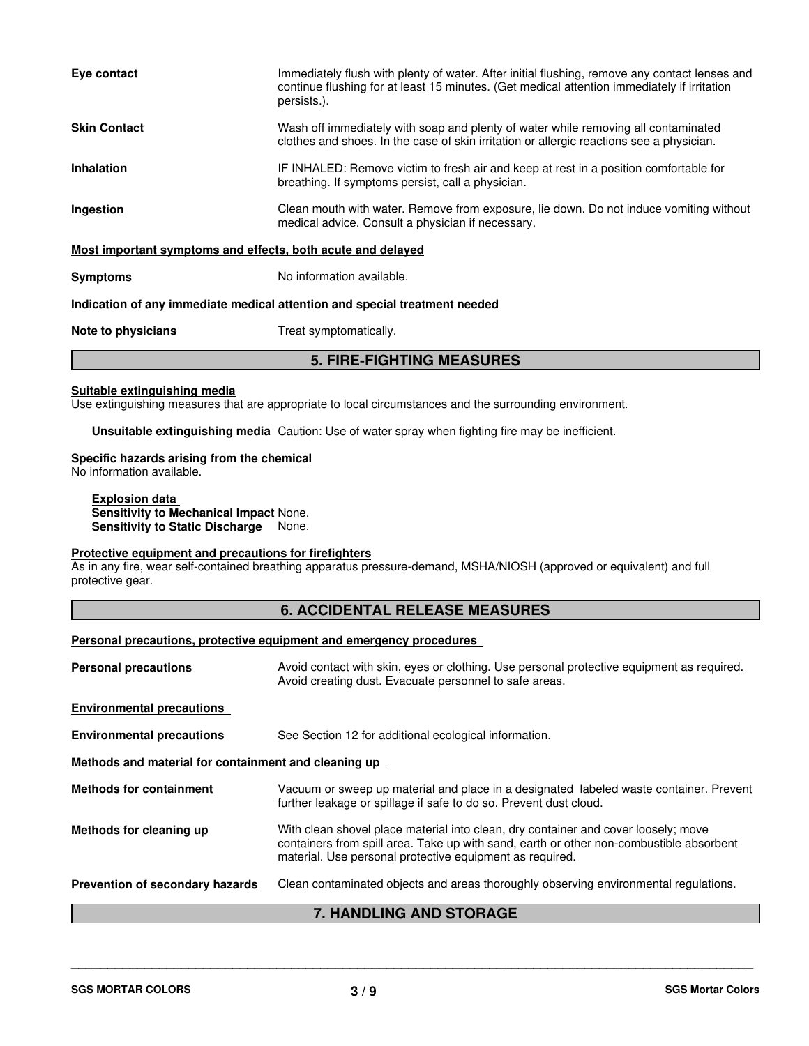**Eye contact** Immediately flush with plenty of water. After initial flushing, remove any contact lenses and continue flushing for at least 15 minutes. (Get medical attention immediately if irritation persists.).

**Skin Contact** Wash off immediately with soap and plenty of water while removing all contaminated clothes and shoes. In the case of skin irritation or allergic reactions see a physician.

**Inhalation** IF INHALED: Remove victim to fresh air and keep at rest in a position comfortable for breathing. If symptoms persist, call a physician.

**Ingestion** Clean mouth with water. Remove from exposure, lie down. Do not induce vomiting without medical advice. Consult a physician if necessary.

**Most important symptoms and effects, both acute and delayed**

**Symptoms** No information available.

**Indication of any immediate medical attention and special treatment needed**

**Note to physicians** Treat symptomatically.

## 5. FIRE-FIGHTING MEASURES

**Suitable extinguishing media**

Use extinguishing measures that are appropriate to local circumstances and the surrounding environment.

**Unsuitable extinguishing media** Caution: Use of water spray when fighting fire may be inefficient.

**Specific hazards arising from the chemical**

No information available.

**Explosion data**

**Sensitivity to Mechanical Impact** None.

**Sensitivity to Static Discharge** None.

**Protective equipment and precautions for firefighters**

As in any fire, wear self-contained breathing apparatus pressure-demand, MSHA/NIOSH (approved or equivalent) and full protective gear.

## 6. ACCIDENTAL RELEASE MEASURES

**Personal precautions, protective equipment and emergency procedures**

**Personal precautions** Avoid contact with skin, eyes or clothing. Use personal protective equipment as required. Avoid creating dust. Evacuate personnel to safe areas.

**Environmental precautions**

**Environmental precautions** See Section 12 for additional ecological information.

**Methods and material for containment and cleaning up**

**Methods for containment** Vacuum or sweep up material and place in a designated labeled waste container. Prevent further leakage or spillage if safe to do so. Prevent dust cloud.

**Methods for cleaning up** With clean shovel place material into clean, dry container and cover loosely; move containers from spill area. Take up with sand, earth or other non-combustible absorbent material. Use personal protective equipment as required.

**Prevention of secondary hazards** Clean contaminated objects and areas thoroughly observing environmental regulations.

## 7. HANDLING AND STORAGE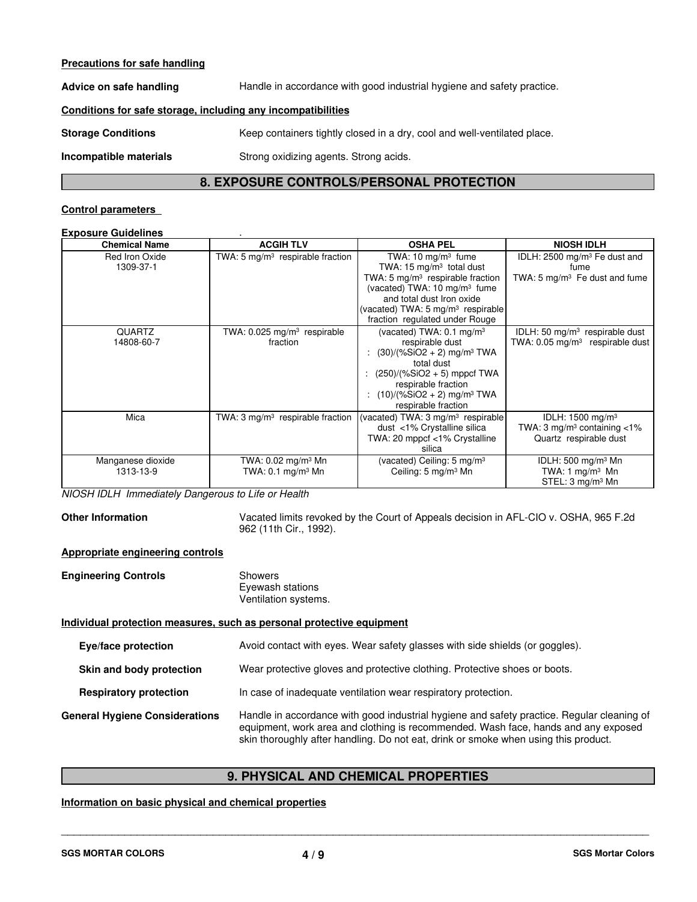**Precautions for safe handling**

**Advice on safe handling** Handle in accordance with good industrial hygiene and safety practice.

**Conditions for safe storage, including any incompatibilities**

**Storage Conditions** Keep containers tightly closed in a dry, cool and well-ventilated place.

**Incompatible materials** Strong oxidizing agents. Strong acids.

## 8. EXPOSURE CONTROLS/PERSONAL PROTECTION

**Control parameters**

**Exposure Guidelines** .

| Chemical Name | ACGIH TLV | OSHA PEL | NIOSH IDLH |
|---|---|---|---|
| Red Iron Oxide 1309-37-1 | TWA: 5 mg/m³ respirable fraction | TWA: 10 mg/m³ fume TWA: 15 mg/m³ total dust TWA: 5 mg/m³ respirable fraction (vacated) TWA: 10 mg/m³ fume and total dust Iron oxide (vacated) TWA: 5 mg/m³ respirable fraction regulated under Rouge | IDLH: 2500 mg/m³ Fe dust and fume TWA: 5 mg/m³ Fe dust and fume |
| QUARTZ 14808-60-7 | TWA: 0.025 mg/m³ respirable fraction | (vacated) TWA: 0.1 mg/m³ respirable dust : (30)/(%SiO2 + 2) mg/m³ TWA total dust : (250)/(%SiO2 + 5) mppcf TWA respirable fraction : (10)/(%SiO2 + 2) mg/m³ TWA respirable fraction | IDLH: 50 mg/m³ respirable dust TWA: 0.05 mg/m³ respirable dust |
| Mica | TWA: 3 mg/m³ respirable fraction | (vacated) TWA: 3 mg/m³ respirable dust <1% Crystalline silica TWA: 20 mppcf <1% Crystalline silica | IDLH: 1500 mg/m³ TWA: 3 mg/m³ containing <1% Quartz respirable dust |
| Manganese dioxide 1313-13-9 | TWA: 0.02 mg/m³ Mn TWA: 0.1 mg/m³ Mn | (vacated) Ceiling: 5 mg/m³ Ceiling: 5 mg/m³ Mn | IDLH: 500 mg/m³ Mn TWA: 1 mg/m³ Mn STEL: 3 mg/m³ Mn |

*NIOSH IDLH Immediately Dangerous to Life or Health*

**Other Information** Vacated limits revoked by the Court of Appeals decision in AFL-CIO v. OSHA, 965 F.2d 962 (11th Cir., 1992).

**Appropriate engineering controls**

**Engineering Controls** Showers
Eyewash stations
Ventilation systems.

**Individual protection measures, such as personal protective equipment**

**Eye/face protection** Avoid contact with eyes. Wear safety glasses with side shields (or goggles).

**Skin and body protection** Wear protective gloves and protective clothing. Protective shoes or boots.

**Respiratory protection** In case of inadequate ventilation wear respiratory protection.

**General Hygiene Considerations** Handle in accordance with good industrial hygiene and safety practice. Regular cleaning of equipment, work area and clothing is recommended. Wash face, hands and any exposed skin thoroughly after handling. Do not eat, drink or smoke when using this product.

## 9. PHYSICAL AND CHEMICAL PROPERTIES

**Information on basic physical and chemical properties**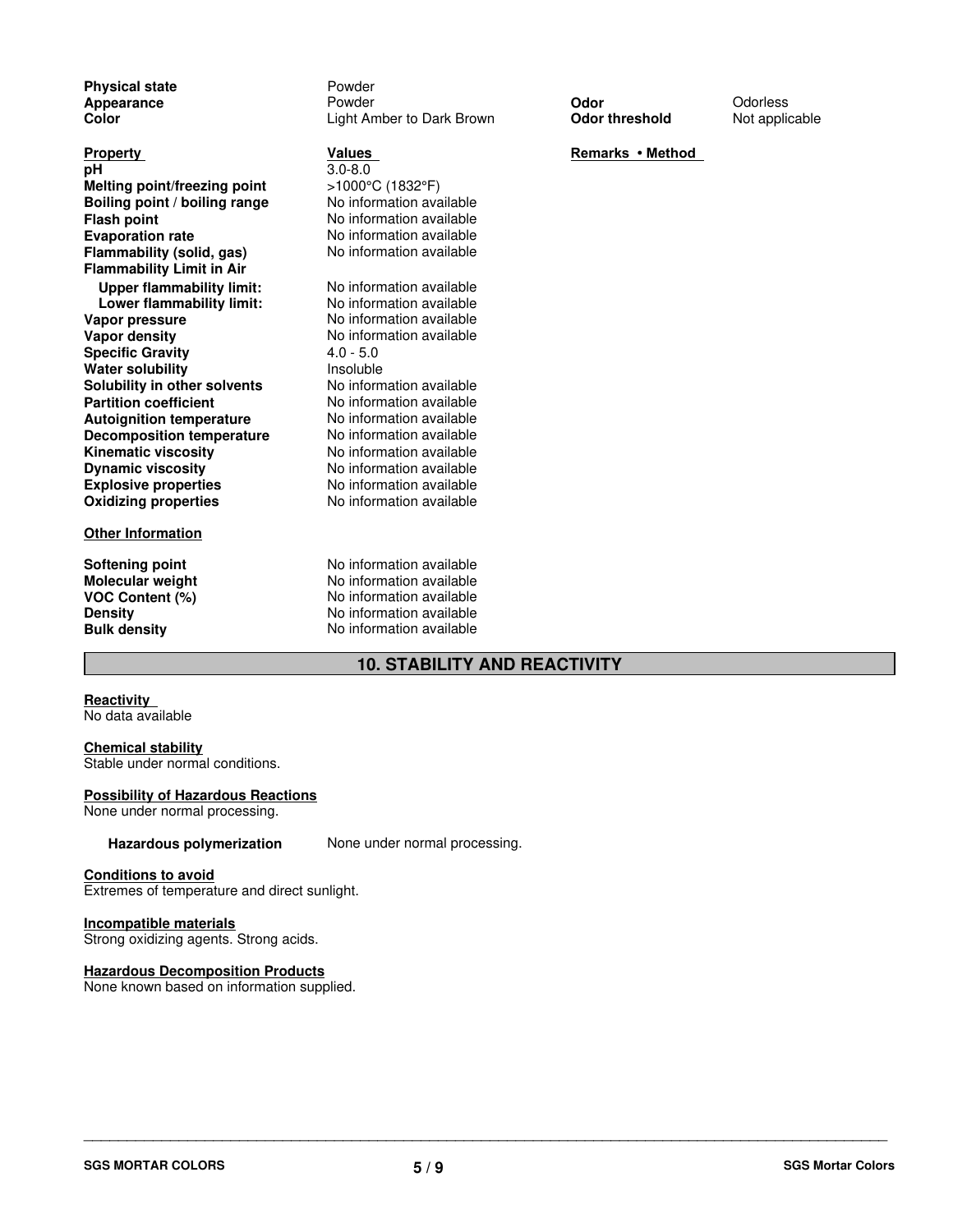| | | | |
|---|---|---|---|
| **Physical state** | Powder | | |
| **Appearance** | Powder | **Odor** | Odorless |
| **Color** | Light Amber to Dark Brown | **Odor threshold** | Not applicable |

| **Property** | **Values** | **Remarks • Method** |
|---|---|---|
| **pH** | 3.0-8.0 | |
| **Melting point/freezing point** | >1000°C (1832°F) | |
| **Boiling point / boiling range** | No information available | |
| **Flash point** | No information available | |
| **Evaporation rate** | No information available | |
| **Flammability (solid, gas)** | No information available | |
| **Flammability Limit in Air** | | |
| **Upper flammability limit:** | No information available | |
| **Lower flammability limit:** | No information available | |
| **Vapor pressure** | No information available | |
| **Vapor density** | No information available | |
| **Specific Gravity** | 4.0 - 5.0 | |
| **Water solubility** | Insoluble | |
| **Solubility in other solvents** | No information available | |
| **Partition coefficient** | No information available | |
| **Autoignition temperature** | No information available | |
| **Decomposition temperature** | No information available | |
| **Kinematic viscosity** | No information available | |
| **Dynamic viscosity** | No information available | |
| **Explosive properties** | No information available | |
| **Oxidizing properties** | No information available | |

**Other Information**

| | |
|---|---|
| **Softening point** | No information available |
| **Molecular weight** | No information available |
| **VOC Content (%)** | No information available |
| **Density** | No information available |
| **Bulk density** | No information available |

## 10. STABILITY AND REACTIVITY

**Reactivity**
No data available

**Chemical stability**
Stable under normal conditions.

**Possibility of Hazardous Reactions**
None under normal processing.

**Hazardous polymerization** None under normal processing.

**Conditions to avoid**
Extremes of temperature and direct sunlight.

**Incompatible materials**
Strong oxidizing agents. Strong acids.

**Hazardous Decomposition Products**
None known based on information supplied.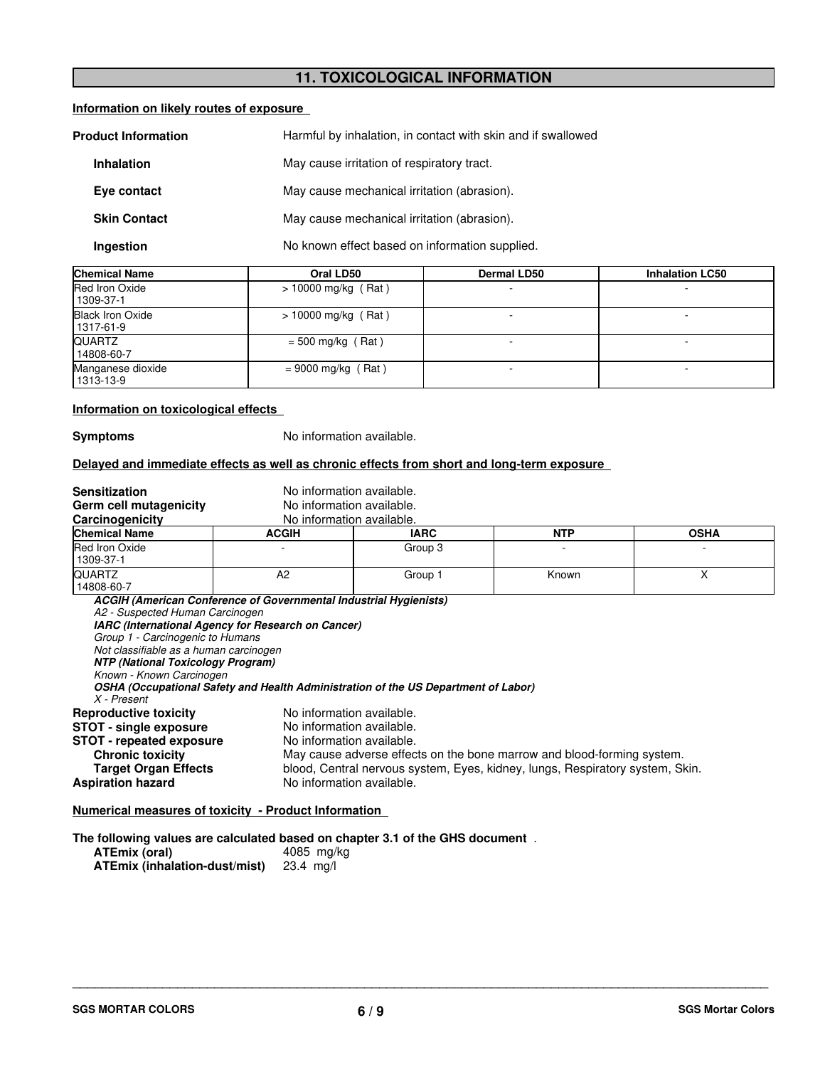## 11. TOXICOLOGICAL INFORMATION

**Information on likely routes of exposure**

**Product Information** Harmful by inhalation, in contact with skin and if swallowed

**Inhalation** May cause irritation of respiratory tract.

**Eye contact** May cause mechanical irritation (abrasion).

**Skin Contact** May cause mechanical irritation (abrasion).

**Ingestion** No known effect based on information supplied.

| Chemical Name | Oral LD50 | Dermal LD50 | Inhalation LC50 |
|---|---|---|---|
| Red Iron Oxide 1309-37-1 | > 10000 mg/kg ( Rat ) | - | - |
| Black Iron Oxide 1317-61-9 | > 10000 mg/kg ( Rat ) | - | - |
| QUARTZ 14808-60-7 | = 500 mg/kg ( Rat ) | - | - |
| Manganese dioxide 1313-13-9 | = 9000 mg/kg ( Rat ) | - | - |

**Information on toxicological effects**

**Symptoms** No information available.

**Delayed and immediate effects as well as chronic effects from short and long-term exposure**

**Sensitization** No information available.
**Germ cell mutagenicity** No information available.
**Carcinogenicity** No information available.

| Chemical Name | ACGIH | IARC | NTP | OSHA |
|---|---|---|---|---|
| Red Iron Oxide 1309-37-1 | - | Group 3 | - | - |
| QUARTZ 14808-60-7 | A2 | Group 1 | Known | X |

***ACGIH (American Conference of Governmental Industrial Hygienists)***
*A2 - Suspected Human Carcinogen*
***IARC (International Agency for Research on Cancer)***
*Group 1 - Carcinogenic to Humans*
*Not classifiable as a human carcinogen*
***NTP (National Toxicology Program)***
*Known - Known Carcinogen*
***OSHA (Occupational Safety and Health Administration of the US Department of Labor)***
*X - Present*

**Reproductive toxicity** No information available.
**STOT - single exposure** No information available.
**STOT - repeated exposure** No information available.
**Chronic toxicity** May cause adverse effects on the bone marrow and blood-forming system.
**Target Organ Effects** blood, Central nervous system, Eyes, kidney, lungs, Respiratory system, Skin.
**Aspiration hazard** No information available.

**Numerical measures of toxicity - Product Information**

**The following values are calculated based on chapter 3.1 of the GHS document** .
**ATEmix (oral)** 4085 mg/kg
**ATEmix (inhalation-dust/mist)** 23.4 mg/l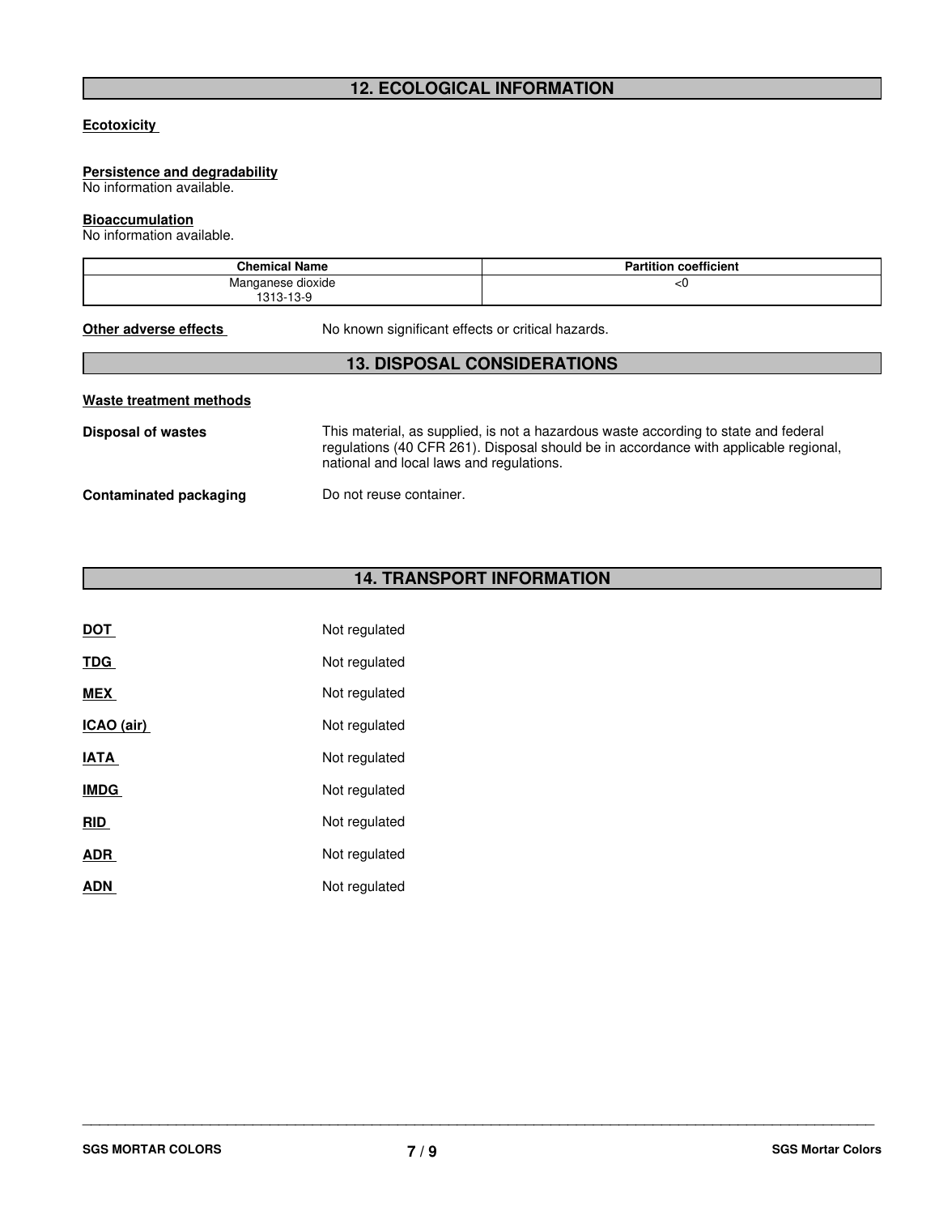## 12. ECOLOGICAL INFORMATION

**Ecotoxicity**

**Persistence and degradability**
No information available.

**Bioaccumulation**
No information available.

| Chemical Name | Partition coefficient |
|---|---|
| Manganese dioxide<br>1313-13-9 | <0 |

**Other adverse effects** No known significant effects or critical hazards.

## 13. DISPOSAL CONSIDERATIONS

**Waste treatment methods**

**Disposal of wastes** This material, as supplied, is not a hazardous waste according to state and federal regulations (40 CFR 261). Disposal should be in accordance with applicable regional, national and local laws and regulations.

**Contaminated packaging** Do not reuse container.

## 14. TRANSPORT INFORMATION

**DOT** Not regulated

**TDG** Not regulated

**MEX** Not regulated

**ICAO (air)** Not regulated

**IATA** Not regulated

**IMDG** Not regulated

**RID** Not regulated

**ADR** Not regulated

**ADN** Not regulated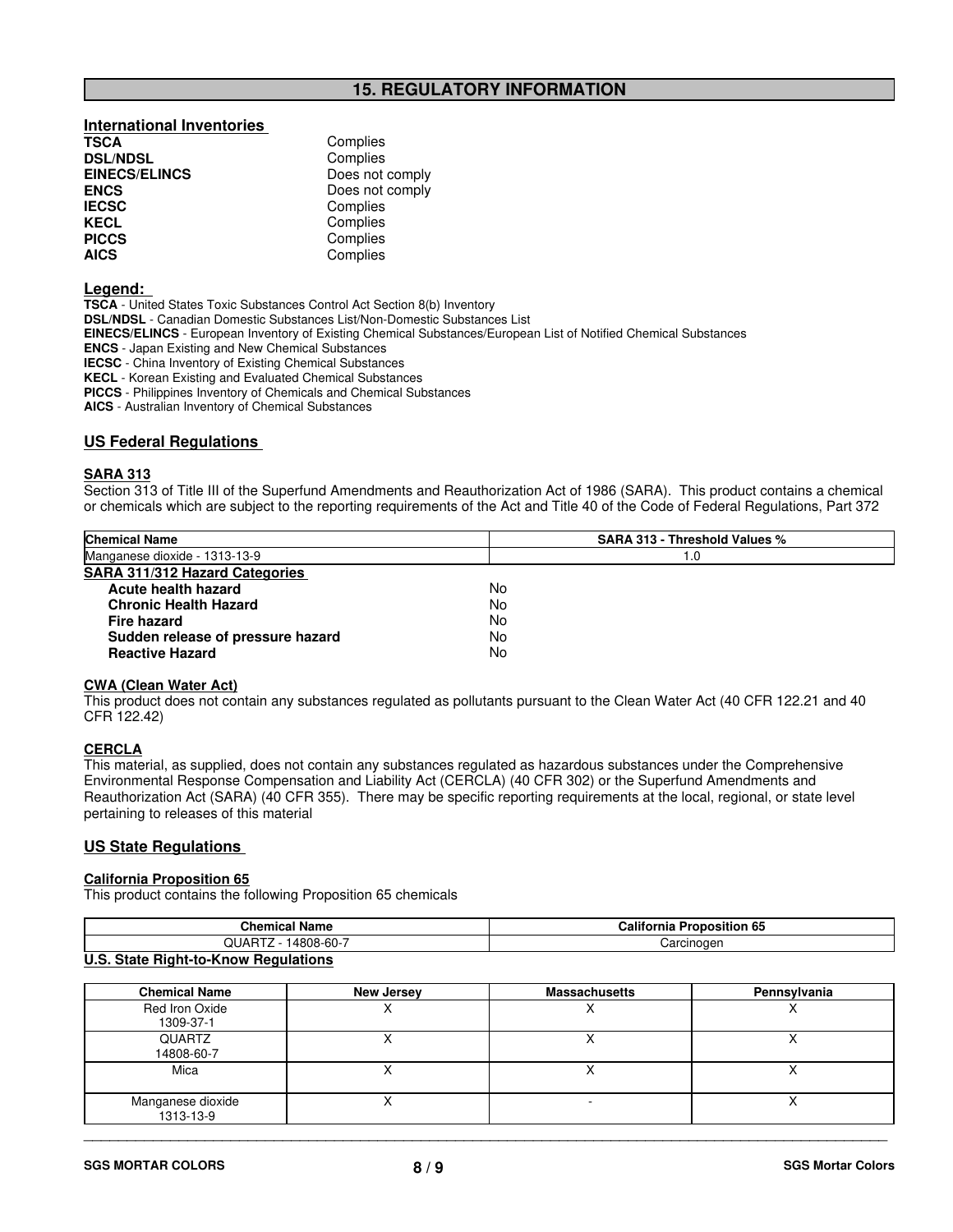## 15. REGULATORY INFORMATION

**International Inventories**

| | |
|---|---|
| **TSCA** | Complies |
| **DSL/NDSL** | Complies |
| **EINECS/ELINCS** | Does not comply |
| **ENCS** | Does not comply |
| **IECSC** | Complies |
| **KECL** | Complies |
| **PICCS** | Complies |
| **AICS** | Complies |

**Legend:**

**TSCA** - United States Toxic Substances Control Act Section 8(b) Inventory
**DSL/NDSL** - Canadian Domestic Substances List/Non-Domestic Substances List
**EINECS/ELINCS** - European Inventory of Existing Chemical Substances/European List of Notified Chemical Substances
**ENCS** - Japan Existing and New Chemical Substances
**IECSC** - China Inventory of Existing Chemical Substances
**KECL** - Korean Existing and Evaluated Chemical Substances
**PICCS** - Philippines Inventory of Chemicals and Chemical Substances
**AICS** - Australian Inventory of Chemical Substances

### US Federal Regulations

**SARA 313**

Section 313 of Title III of the Superfund Amendments and Reauthorization Act of 1986 (SARA). This product contains a chemical or chemicals which are subject to the reporting requirements of the Act and Title 40 of the Code of Federal Regulations, Part 372

| Chemical Name | SARA 313 - Threshold Values % |
|---|---|
| Manganese dioxide - 1313-13-9 | 1.0 |

**SARA 311/312 Hazard Categories**

| | |
|---|---|
| **Acute health hazard** | No |
| **Chronic Health Hazard** | No |
| **Fire hazard** | No |
| **Sudden release of pressure hazard** | No |
| **Reactive Hazard** | No |

**CWA (Clean Water Act)**

This product does not contain any substances regulated as pollutants pursuant to the Clean Water Act (40 CFR 122.21 and 40 CFR 122.42)

**CERCLA**

This material, as supplied, does not contain any substances regulated as hazardous substances under the Comprehensive Environmental Response Compensation and Liability Act (CERCLA) (40 CFR 302) or the Superfund Amendments and Reauthorization Act (SARA) (40 CFR 355). There may be specific reporting requirements at the local, regional, or state level pertaining to releases of this material

### US State Regulations

**California Proposition 65**

This product contains the following Proposition 65 chemicals

| Chemical Name | California Proposition 65 |
|---|---|
| QUARTZ - 14808-60-7 | Carcinogen |

**U.S. State Right-to-Know Regulations**

| Chemical Name | New Jersey | Massachusetts | Pennsylvania |
|---|---|---|---|
| Red Iron Oxide 1309-37-1 | X | X | X |
| QUARTZ 14808-60-7 | X | X | X |
| Mica | X | X | X |
| Manganese dioxide 1313-13-9 | X | - | X |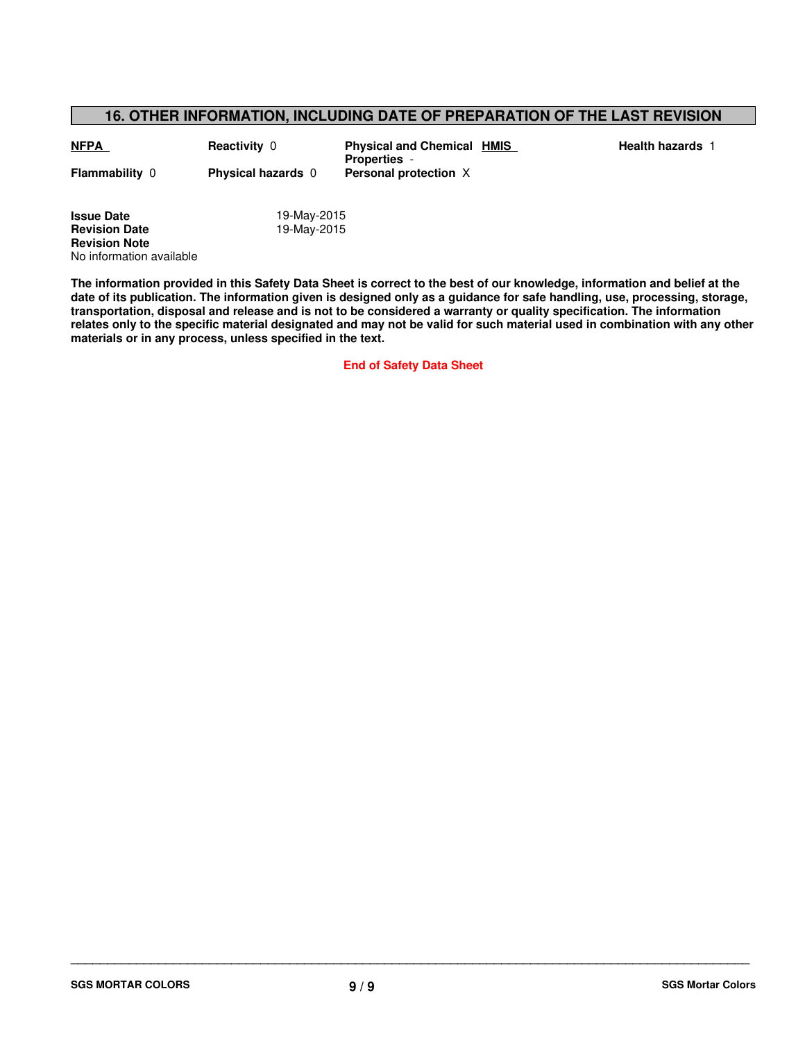## 16. OTHER INFORMATION, INCLUDING DATE OF PREPARATION OF THE LAST REVISION

| | | | |
|---|---|---|---|
| **NFPA** | **Reactivity** 0 | **Physical and Chemical Properties** - | |
| **Flammability** 0 | **Physical hazards** 0 | **Personal protection** X | |
| **HMIS** | **Health hazards** 1 | | |

**Issue Date** 19-May-2015
**Revision Date** 19-May-2015
**Revision Note**
No information available

**The information provided in this Safety Data Sheet is correct to the best of our knowledge, information and belief at the date of its publication. The information given is designed only as a guidance for safe handling, use, processing, storage, transportation, disposal and release and is not to be considered a warranty or quality specification. The information relates only to the specific material designated and may not be valid for such material used in combination with any other materials or in any process, unless specified in the text.**

**End of Safety Data Sheet**